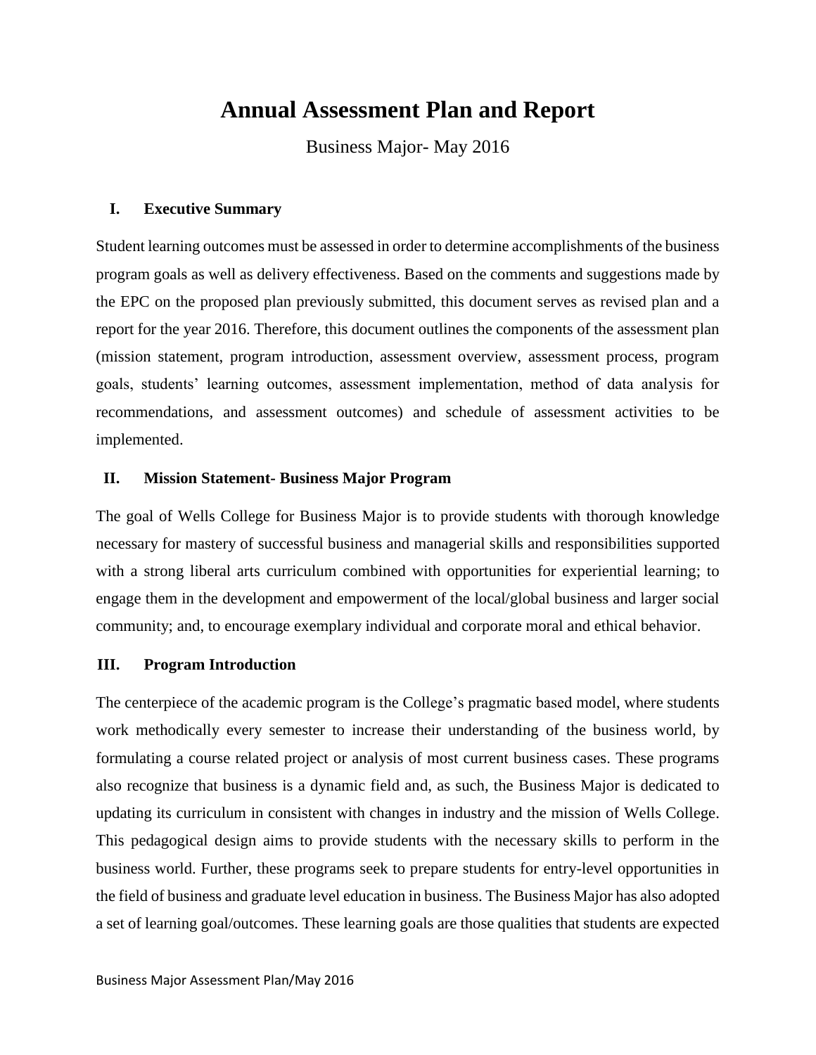# Annual Assessment Plan and Report

Business Major- May 2016

## I. Executive Summary

Student learning outcomes must be assessed in order to determine accomplishments of the business program goals as well as delivery effectiveness. Based on the comments and suggestions made by the EPC on the proposed plan previously submitted, this document serves as revised plan and a report for the year 2016. Therefore, this document outlines the components of the assessment plan (mission statement, program introduction, assessment overview, assessment process, program goals, students' learning outcomes, assessment implementation, method of data analysis for recommendations, and assessment outcomes) and schedule of assessment activities to be implemented.

## II. Mission Statement- Business Major Program

The goal of Wells College for Business Major is to provide students with thorough knowledge necessary for mastery of successful business and managerial skills and responsibilities supported with a strong liberal arts curriculum combined with opportunities for experiential learning; to engage them in the development and empowerment of the local/global business and larger social community; and, to encourage exemplary individual and corporate moral and ethical behavior.

## III. Program Introduction

The centerpiece of the academic program is the College's pragmatic based model, where students work methodically every semester to increase their understanding of the business world, by formulating a course related project or analysis of most current business cases. These programs also recognize that business is a dynamic field and, as such, the Business Major is dedicated to updating its curriculum in consistent with changes in industry and the mission of Wells College. This pedagogical design aims to provide students with the necessary skills to perform in the business world. Further, these programs seek to prepare students for entry-level opportunities in the field of business and graduate level education in business. The Business Major has also adopted a set of learning goal/outcomes. These learning goals are those qualities that students are expected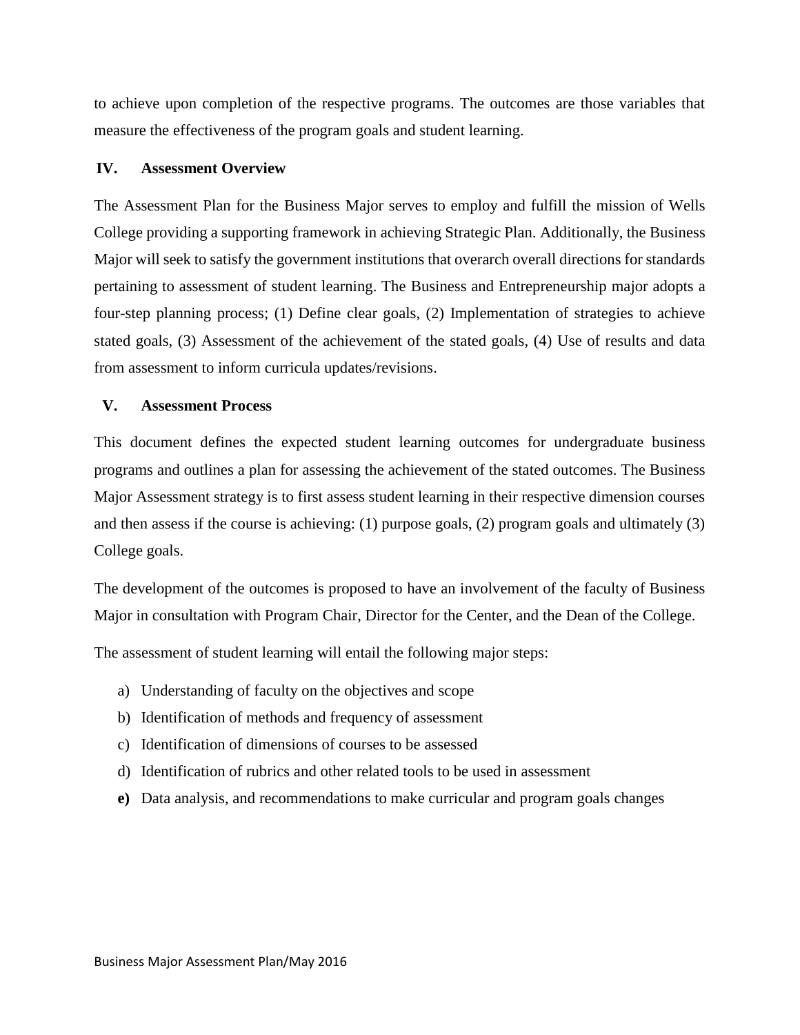to achieve upon completion of the respective programs. The outcomes are those variables that measure the effectiveness of the program goals and student learning.

## IV. Assessment Overview

The Assessment Plan for the Business Major serves to employ and fulfill the mission of Wells College providing a supporting framework in achieving Strategic Plan. Additionally, the Business Major will seek to satisfy the government institutions that overarch overall directions for standards pertaining to assessment of student learning. The Business and Entrepreneurship major adopts a four-step planning process; (1) Define clear goals, (2) Implementation of strategies to achieve stated goals, (3) Assessment of the achievement of the stated goals, (4) Use of results and data from assessment to inform curricula updates/revisions.

## V. Assessment Process

This document defines the expected student learning outcomes for undergraduate business programs and outlines a plan for assessing the achievement of the stated outcomes. The Business Major Assessment strategy is to first assess student learning in their respective dimension courses and then assess if the course is achieving: (1) purpose goals, (2) program goals and ultimately (3) College goals.

The development of the outcomes is proposed to have an involvement of the faculty of Business Major in consultation with Program Chair, Director for the Center, and the Dean of the College.

The assessment of student learning will entail the following major steps:

a) Understanding of faculty on the objectives and scope
b) Identification of methods and frequency of assessment
c) Identification of dimensions of courses to be assessed
d) Identification of rubrics and other related tools to be used in assessment
**e)** Data analysis, and recommendations to make curricular and program goals changes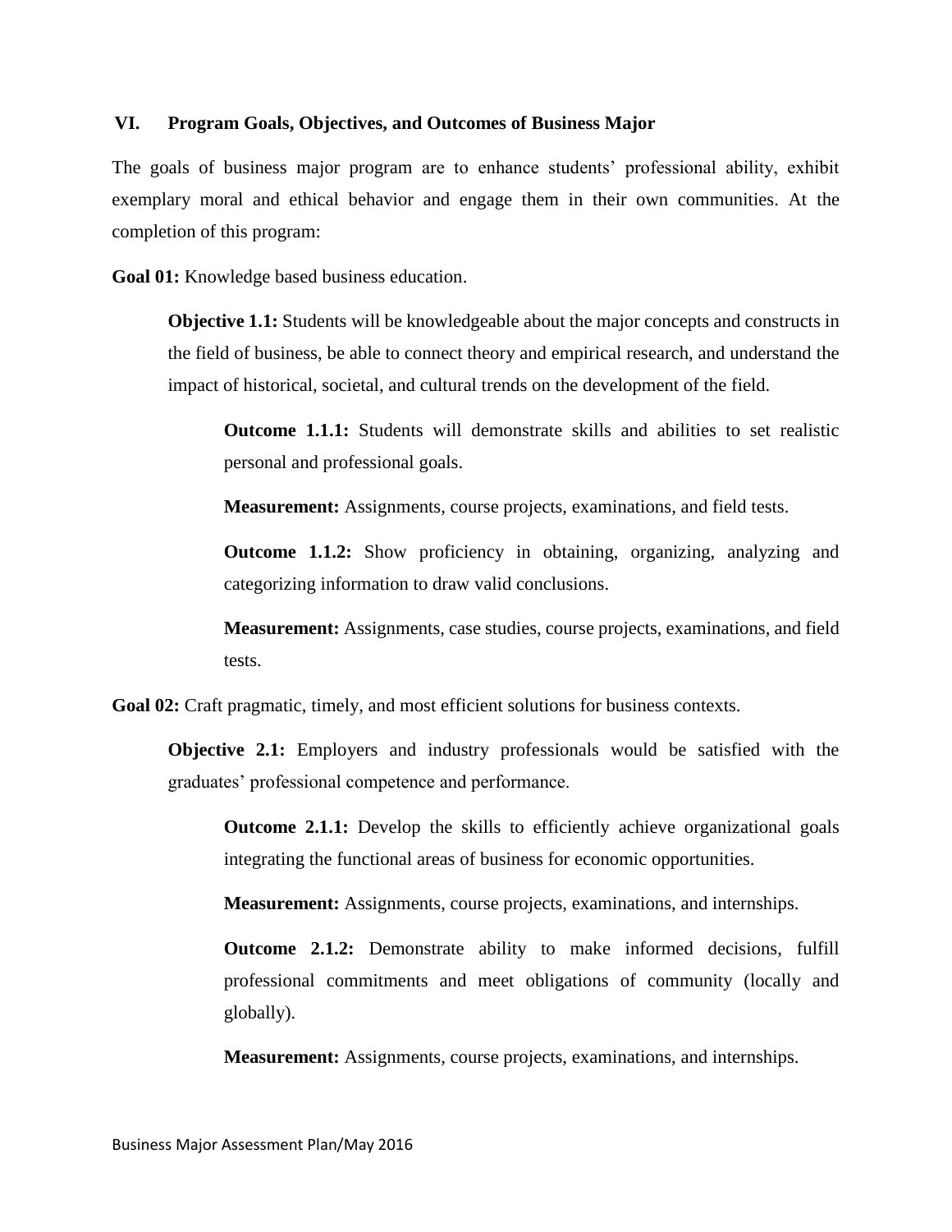## VI. Program Goals, Objectives, and Outcomes of Business Major

The goals of business major program are to enhance students' professional ability, exhibit exemplary moral and ethical behavior and engage them in their own communities. At the completion of this program:

**Goal 01:** Knowledge based business education.

> **Objective 1.1:** Students will be knowledgeable about the major concepts and constructs in the field of business, be able to connect theory and empirical research, and understand the impact of historical, societal, and cultural trends on the development of the field.
>
> > **Outcome 1.1.1:** Students will demonstrate skills and abilities to set realistic personal and professional goals.
> >
> > **Measurement:** Assignments, course projects, examinations, and field tests.
> >
> > **Outcome 1.1.2:** Show proficiency in obtaining, organizing, analyzing and categorizing information to draw valid conclusions.
> >
> > **Measurement:** Assignments, case studies, course projects, examinations, and field tests.

**Goal 02:** Craft pragmatic, timely, and most efficient solutions for business contexts.

> **Objective 2.1:** Employers and industry professionals would be satisfied with the graduates' professional competence and performance.
>
> > **Outcome 2.1.1:** Develop the skills to efficiently achieve organizational goals integrating the functional areas of business for economic opportunities.
> >
> > **Measurement:** Assignments, course projects, examinations, and internships.
> >
> > **Outcome 2.1.2:** Demonstrate ability to make informed decisions, fulfill professional commitments and meet obligations of community (locally and globally).
> >
> > **Measurement:** Assignments, course projects, examinations, and internships.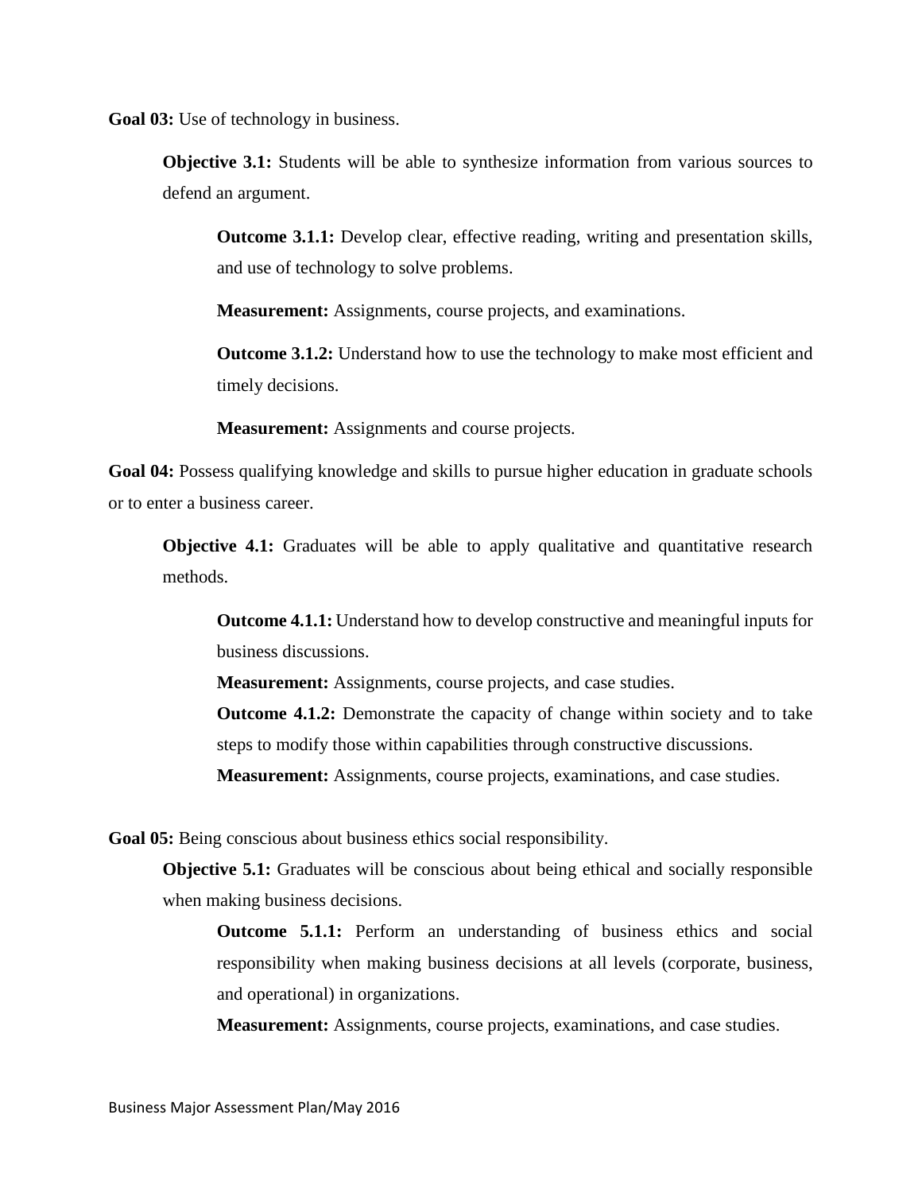**Goal 03:** Use of technology in business.

**Objective 3.1:** Students will be able to synthesize information from various sources to defend an argument.

**Outcome 3.1.1:** Develop clear, effective reading, writing and presentation skills, and use of technology to solve problems.

**Measurement:** Assignments, course projects, and examinations.

**Outcome 3.1.2:** Understand how to use the technology to make most efficient and timely decisions.

**Measurement:** Assignments and course projects.

**Goal 04:** Possess qualifying knowledge and skills to pursue higher education in graduate schools or to enter a business career.

**Objective 4.1:** Graduates will be able to apply qualitative and quantitative research methods.

**Outcome 4.1.1:** Understand how to develop constructive and meaningful inputs for business discussions.

**Measurement:** Assignments, course projects, and case studies.

**Outcome 4.1.2:** Demonstrate the capacity of change within society and to take steps to modify those within capabilities through constructive discussions.

**Measurement:** Assignments, course projects, examinations, and case studies.

**Goal 05:** Being conscious about business ethics social responsibility.

**Objective 5.1:** Graduates will be conscious about being ethical and socially responsible when making business decisions.

**Outcome 5.1.1:** Perform an understanding of business ethics and social responsibility when making business decisions at all levels (corporate, business, and operational) in organizations.

**Measurement:** Assignments, course projects, examinations, and case studies.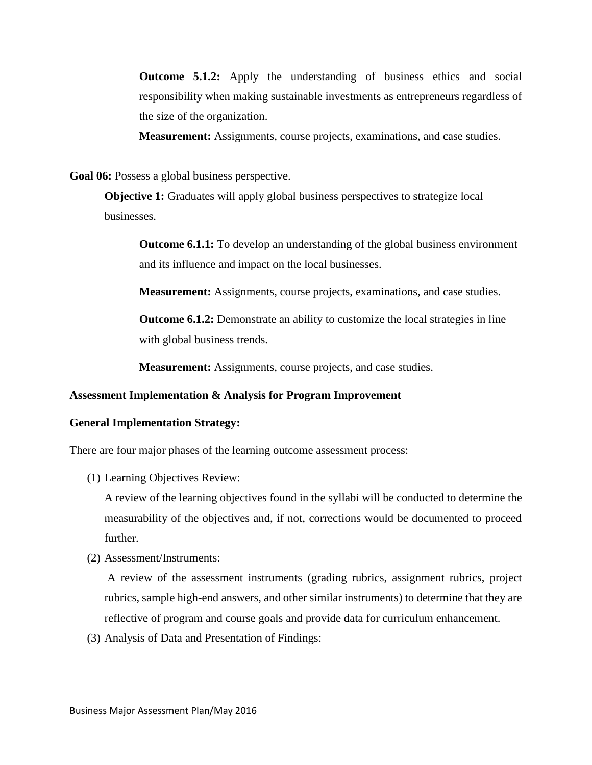**Outcome 5.1.2:** Apply the understanding of business ethics and social responsibility when making sustainable investments as entrepreneurs regardless of the size of the organization.

**Measurement:** Assignments, course projects, examinations, and case studies.

**Goal 06:** Possess a global business perspective.

**Objective 1:** Graduates will apply global business perspectives to strategize local businesses.

**Outcome 6.1.1:** To develop an understanding of the global business environment and its influence and impact on the local businesses.

**Measurement:** Assignments, course projects, examinations, and case studies.

**Outcome 6.1.2:** Demonstrate an ability to customize the local strategies in line with global business trends.

**Measurement:** Assignments, course projects, and case studies.

**Assessment Implementation & Analysis for Program Improvement**

**General Implementation Strategy:**

There are four major phases of the learning outcome assessment process:

(1) Learning Objectives Review:

A review of the learning objectives found in the syllabi will be conducted to determine the measurability of the objectives and, if not, corrections would be documented to proceed further.

(2) Assessment/Instruments:

A review of the assessment instruments (grading rubrics, assignment rubrics, project rubrics, sample high-end answers, and other similar instruments) to determine that they are reflective of program and course goals and provide data for curriculum enhancement.

(3) Analysis of Data and Presentation of Findings: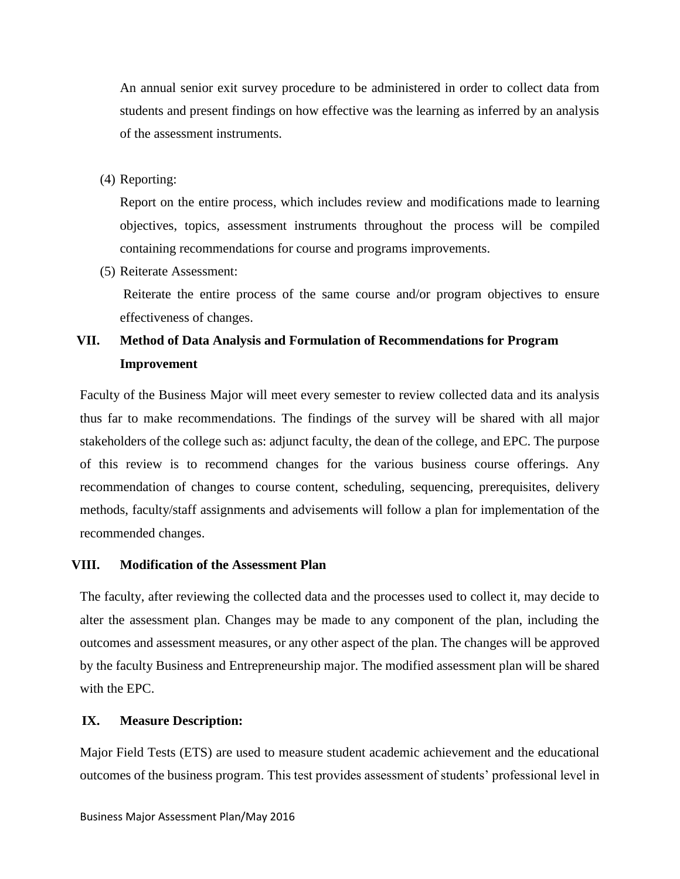An annual senior exit survey procedure to be administered in order to collect data from students and present findings on how effective was the learning as inferred by an analysis of the assessment instruments.

(4) Reporting:

Report on the entire process, which includes review and modifications made to learning objectives, topics, assessment instruments throughout the process will be compiled containing recommendations for course and programs improvements.

(5) Reiterate Assessment:

Reiterate the entire process of the same course and/or program objectives to ensure effectiveness of changes.

## VII. Method of Data Analysis and Formulation of Recommendations for Program Improvement

Faculty of the Business Major will meet every semester to review collected data and its analysis thus far to make recommendations. The findings of the survey will be shared with all major stakeholders of the college such as: adjunct faculty, the dean of the college, and EPC. The purpose of this review is to recommend changes for the various business course offerings. Any recommendation of changes to course content, scheduling, sequencing, prerequisites, delivery methods, faculty/staff assignments and advisements will follow a plan for implementation of the recommended changes.

## VIII. Modification of the Assessment Plan

The faculty, after reviewing the collected data and the processes used to collect it, may decide to alter the assessment plan. Changes may be made to any component of the plan, including the outcomes and assessment measures, or any other aspect of the plan. The changes will be approved by the faculty Business and Entrepreneurship major. The modified assessment plan will be shared with the EPC.

## IX. Measure Description:

Major Field Tests (ETS) are used to measure student academic achievement and the educational outcomes of the business program. This test provides assessment of students' professional level in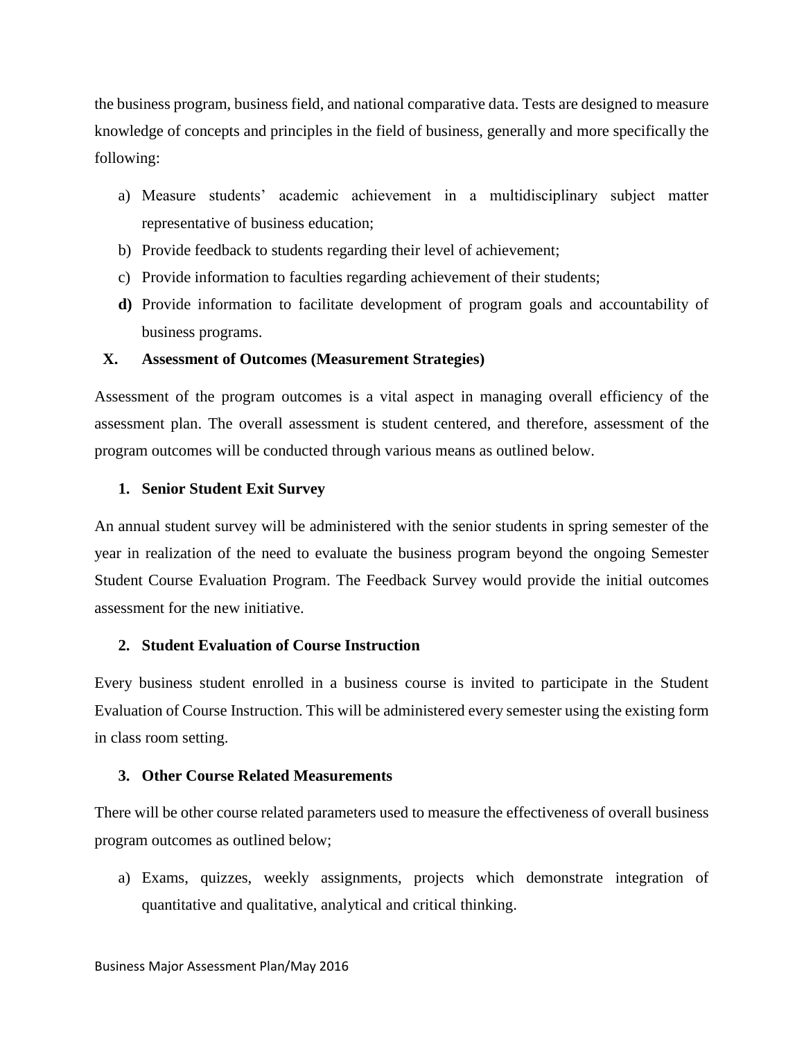the business program, business field, and national comparative data. Tests are designed to measure knowledge of concepts and principles in the field of business, generally and more specifically the following:

a) Measure students' academic achievement in a multidisciplinary subject matter representative of business education;
b) Provide feedback to students regarding their level of achievement;
c) Provide information to faculties regarding achievement of their students;
**d)** Provide information to facilitate development of program goals and accountability of business programs.

## X. Assessment of Outcomes (Measurement Strategies)

Assessment of the program outcomes is a vital aspect in managing overall efficiency of the assessment plan. The overall assessment is student centered, and therefore, assessment of the program outcomes will be conducted through various means as outlined below.

### 1. Senior Student Exit Survey

An annual student survey will be administered with the senior students in spring semester of the year in realization of the need to evaluate the business program beyond the ongoing Semester Student Course Evaluation Program. The Feedback Survey would provide the initial outcomes assessment for the new initiative.

### 2. Student Evaluation of Course Instruction

Every business student enrolled in a business course is invited to participate in the Student Evaluation of Course Instruction. This will be administered every semester using the existing form in class room setting.

### 3. Other Course Related Measurements

There will be other course related parameters used to measure the effectiveness of overall business program outcomes as outlined below;

a) Exams, quizzes, weekly assignments, projects which demonstrate integration of quantitative and qualitative, analytical and critical thinking.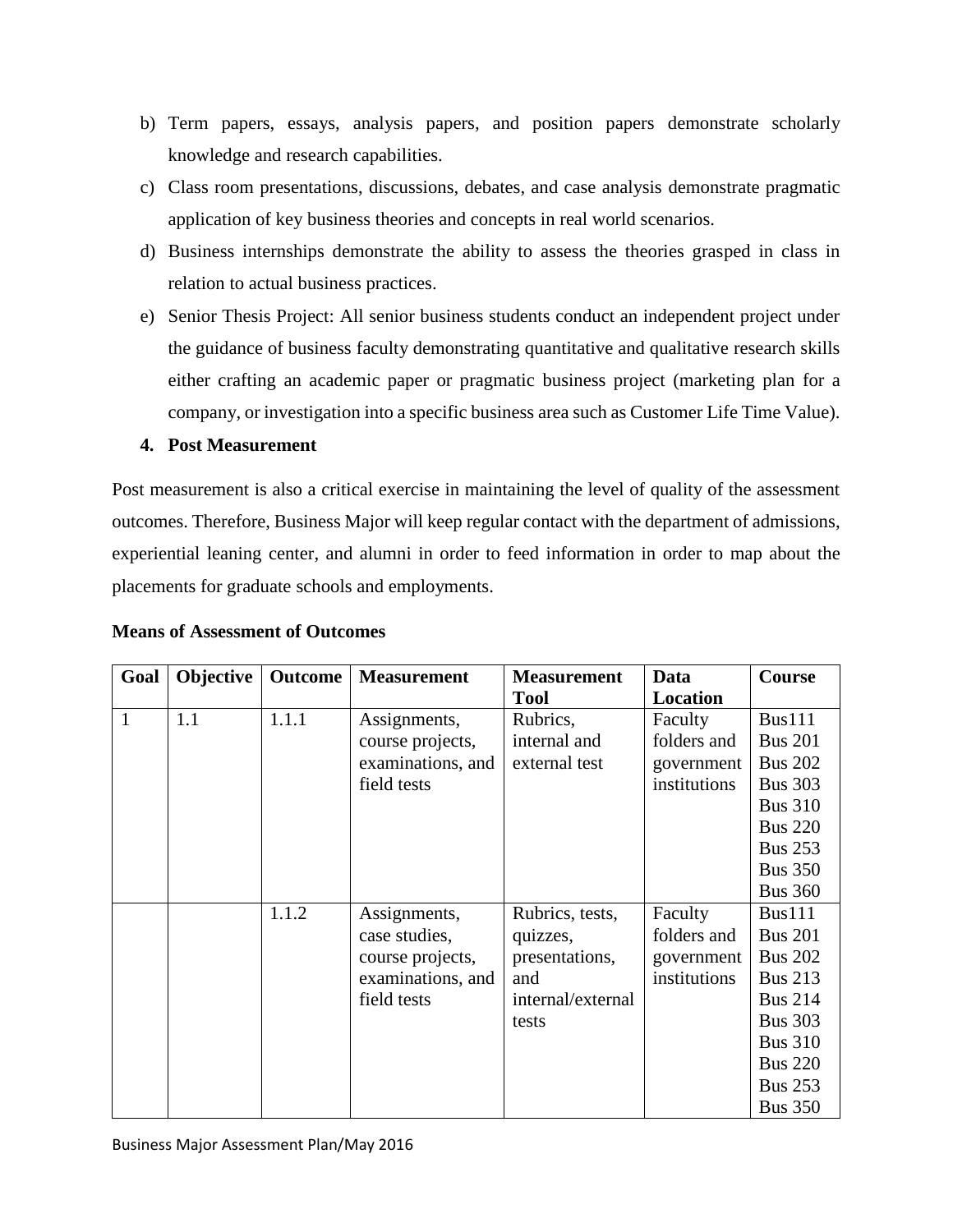b) Term papers, essays, analysis papers, and position papers demonstrate scholarly knowledge and research capabilities.

c) Class room presentations, discussions, debates, and case analysis demonstrate pragmatic application of key business theories and concepts in real world scenarios.

d) Business internships demonstrate the ability to assess the theories grasped in class in relation to actual business practices.

e) Senior Thesis Project: All senior business students conduct an independent project under the guidance of business faculty demonstrating quantitative and qualitative research skills either crafting an academic paper or pragmatic business project (marketing plan for a company, or investigation into a specific business area such as Customer Life Time Value).

**4. Post Measurement**

Post measurement is also a critical exercise in maintaining the level of quality of the assessment outcomes. Therefore, Business Major will keep regular contact with the department of admissions, experiential leaning center, and alumni in order to feed information in order to map about the placements for graduate schools and employments.

**Means of Assessment of Outcomes**

| Goal | Objective | Outcome | Measurement | Measurement Tool | Data Location | Course |
|---|---|---|---|---|---|---|
| 1 | 1.1 | 1.1.1 | Assignments, course projects, examinations, and field tests | Rubrics, internal and external test | Faculty folders and government institutions | Bus111<br>Bus 201<br>Bus 202<br>Bus 303<br>Bus 310<br>Bus 220<br>Bus 253<br>Bus 350<br>Bus 360 |
| | | 1.1.2 | Assignments, case studies, course projects, examinations, and field tests | Rubrics, tests, quizzes, presentations, and internal/external tests | Faculty folders and government institutions | Bus111<br>Bus 201<br>Bus 202<br>Bus 213<br>Bus 214<br>Bus 303<br>Bus 310<br>Bus 220<br>Bus 253<br>Bus 350 |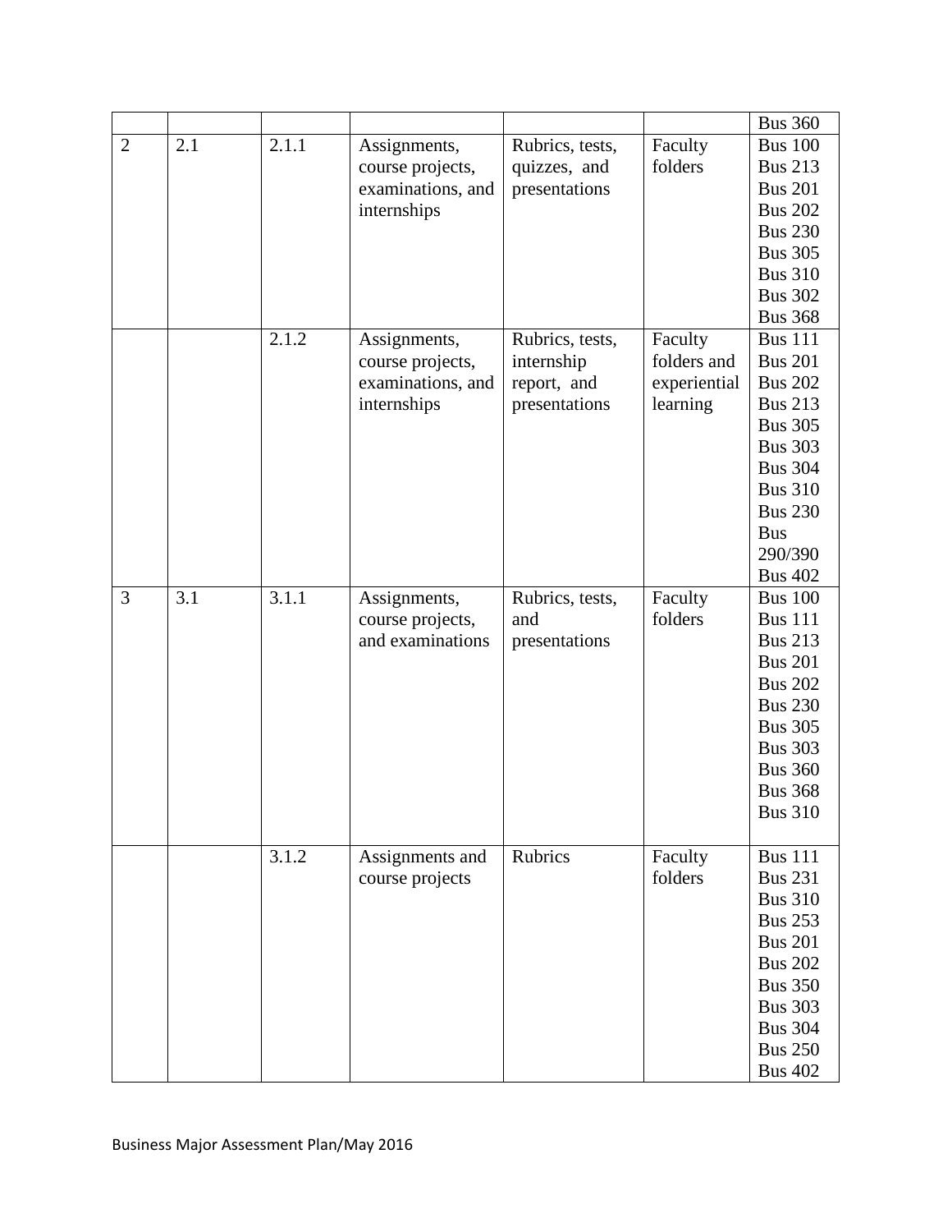| | | | | | | |
|---|---|---|---|---|---|---|
| | | | | | | Bus 360 |
| 2 | 2.1 | 2.1.1 | Assignments, course projects, examinations, and internships | Rubrics, tests, quizzes, and presentations | Faculty folders | Bus 100<br>Bus 213<br>Bus 201<br>Bus 202<br>Bus 230<br>Bus 305<br>Bus 310<br>Bus 302<br>Bus 368 |
| | | 2.1.2 | Assignments, course projects, examinations, and internships | Rubrics, tests, internship report, and presentations | Faculty folders and experiential learning | Bus 111<br>Bus 201<br>Bus 202<br>Bus 213<br>Bus 305<br>Bus 303<br>Bus 304<br>Bus 310<br>Bus 230<br>Bus 290/390<br>Bus 402 |
| 3 | 3.1 | 3.1.1 | Assignments, course projects, and examinations | Rubrics, tests, and presentations | Faculty folders | Bus 100<br>Bus 111<br>Bus 213<br>Bus 201<br>Bus 202<br>Bus 230<br>Bus 305<br>Bus 303<br>Bus 360<br>Bus 368<br>Bus 310 |
| | | 3.1.2 | Assignments and course projects | Rubrics | Faculty folders | Bus 111<br>Bus 231<br>Bus 310<br>Bus 253<br>Bus 201<br>Bus 202<br>Bus 350<br>Bus 303<br>Bus 304<br>Bus 250<br>Bus 402 |

Business Major Assessment Plan/May 2016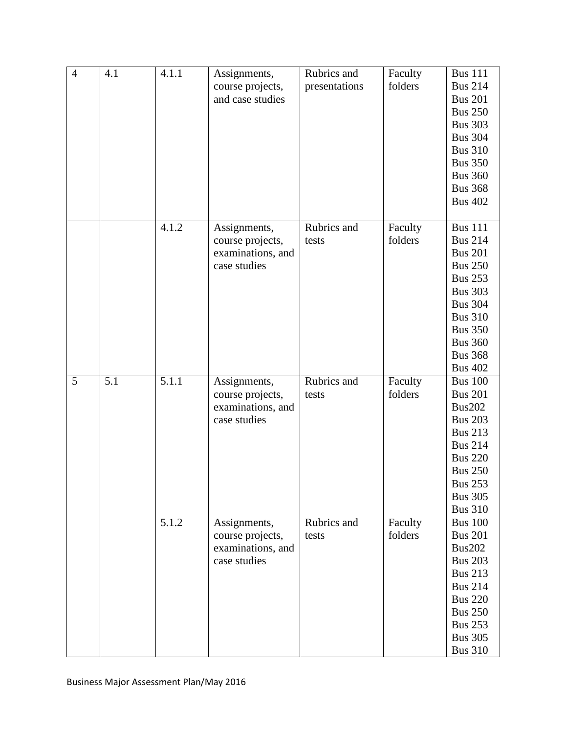| | | | | | | |
|---|---|---|---|---|---|---|
| 4 | 4.1 | 4.1.1 | Assignments, course projects, and case studies | Rubrics and presentations | Faculty folders | Bus 111<br>Bus 214<br>Bus 201<br>Bus 250<br>Bus 303<br>Bus 304<br>Bus 310<br>Bus 350<br>Bus 360<br>Bus 368<br>Bus 402 |
| | | 4.1.2 | Assignments, course projects, examinations, and case studies | Rubrics and tests | Faculty folders | Bus 111<br>Bus 214<br>Bus 201<br>Bus 250<br>Bus 253<br>Bus 303<br>Bus 304<br>Bus 310<br>Bus 350<br>Bus 360<br>Bus 368<br>Bus 402 |
| 5 | 5.1 | 5.1.1 | Assignments, course projects, examinations, and case studies | Rubrics and tests | Faculty folders | Bus 100<br>Bus 201<br>Bus202<br>Bus 203<br>Bus 213<br>Bus 214<br>Bus 220<br>Bus 250<br>Bus 253<br>Bus 305<br>Bus 310 |
| | | 5.1.2 | Assignments, course projects, examinations, and case studies | Rubrics and tests | Faculty folders | Bus 100<br>Bus 201<br>Bus202<br>Bus 203<br>Bus 213<br>Bus 214<br>Bus 220<br>Bus 250<br>Bus 253<br>Bus 305<br>Bus 310 |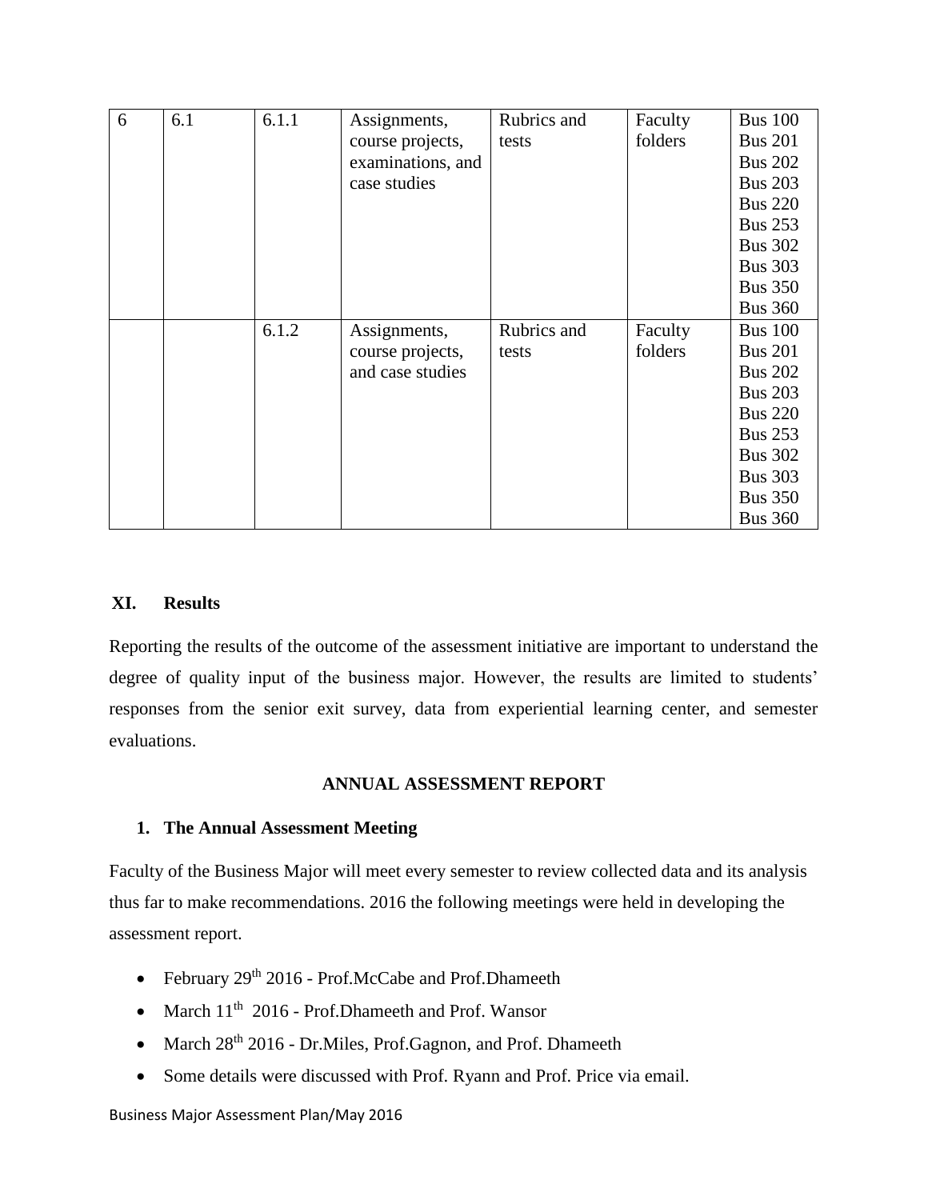| | | | | | | |
|---|---|---|---|---|---|---|
| 6 | 6.1 | 6.1.1 | Assignments, course projects, examinations, and case studies | Rubrics and tests | Faculty folders | Bus 100<br>Bus 201<br>Bus 202<br>Bus 203<br>Bus 220<br>Bus 253<br>Bus 302<br>Bus 303<br>Bus 350<br>Bus 360 |
| | | 6.1.2 | Assignments, course projects, and case studies | Rubrics and tests | Faculty folders | Bus 100<br>Bus 201<br>Bus 202<br>Bus 203<br>Bus 220<br>Bus 253<br>Bus 302<br>Bus 303<br>Bus 350<br>Bus 360 |

## XI. Results

Reporting the results of the outcome of the assessment initiative are important to understand the degree of quality input of the business major. However, the results are limited to students' responses from the senior exit survey, data from experiential learning center, and semester evaluations.

## ANNUAL ASSESSMENT REPORT

### 1. The Annual Assessment Meeting

Faculty of the Business Major will meet every semester to review collected data and its analysis thus far to make recommendations. 2016 the following meetings were held in developing the assessment report.

- February 29th 2016 - Prof.McCabe and Prof.Dhameeth
- March 11th 2016 - Prof.Dhameeth and Prof. Wansor
- March 28th 2016 - Dr.Miles, Prof.Gagnon, and Prof. Dhameeth
- Some details were discussed with Prof. Ryann and Prof. Price via email.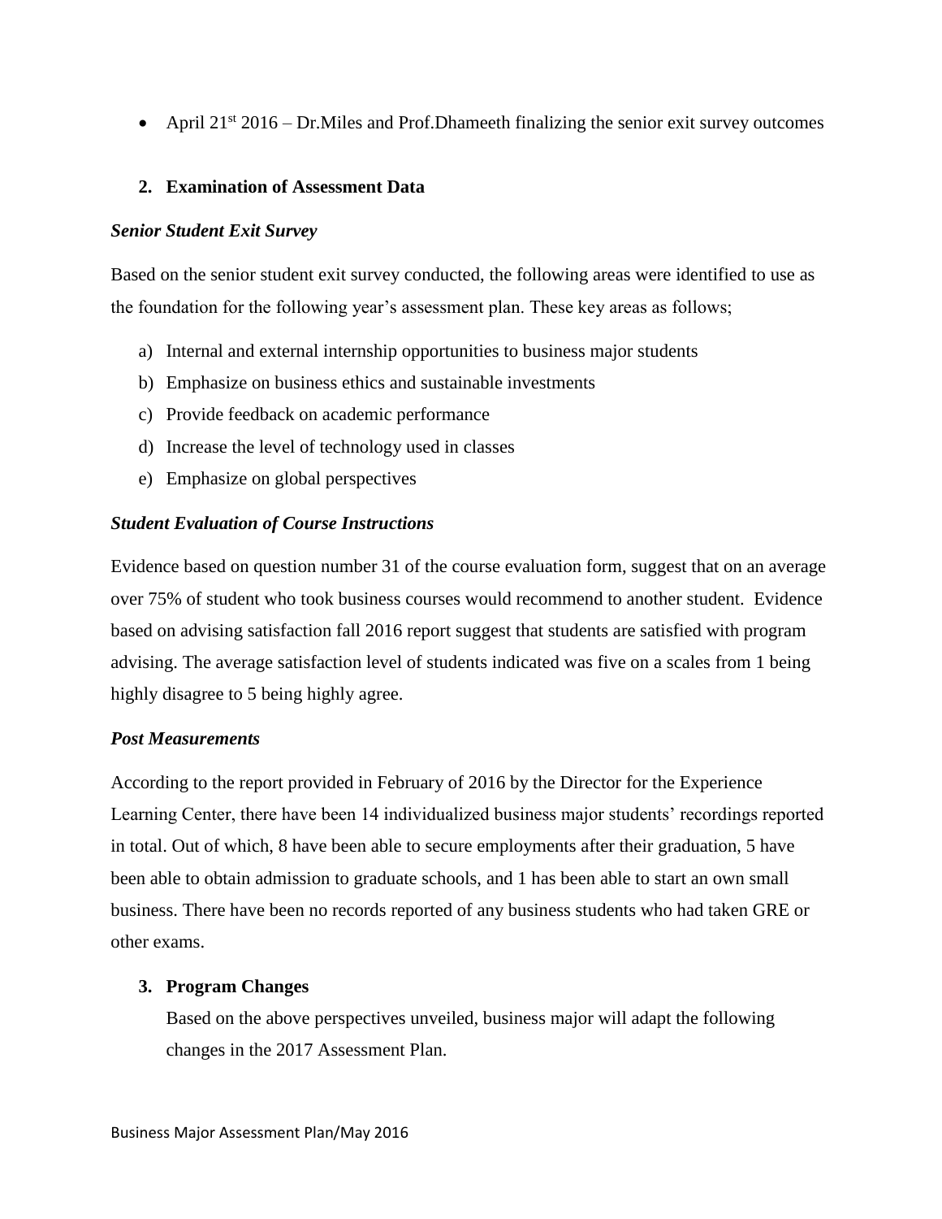- April 21st 2016 – Dr.Miles and Prof.Dhameeth finalizing the senior exit survey outcomes

2. **Examination of Assessment Data**

***Senior Student Exit Survey***

Based on the senior student exit survey conducted, the following areas were identified to use as the foundation for the following year's assessment plan. These key areas as follows;

a) Internal and external internship opportunities to business major students
b) Emphasize on business ethics and sustainable investments
c) Provide feedback on academic performance
d) Increase the level of technology used in classes
e) Emphasize on global perspectives

***Student Evaluation of Course Instructions***

Evidence based on question number 31 of the course evaluation form, suggest that on an average over 75% of student who took business courses would recommend to another student. Evidence based on advising satisfaction fall 2016 report suggest that students are satisfied with program advising. The average satisfaction level of students indicated was five on a scales from 1 being highly disagree to 5 being highly agree.

***Post Measurements***

According to the report provided in February of 2016 by the Director for the Experience Learning Center, there have been 14 individualized business major students' recordings reported in total. Out of which, 8 have been able to secure employments after their graduation, 5 have been able to obtain admission to graduate schools, and 1 has been able to start an own small business. There have been no records reported of any business students who had taken GRE or other exams.

3. **Program Changes**

   Based on the above perspectives unveiled, business major will adapt the following changes in the 2017 Assessment Plan.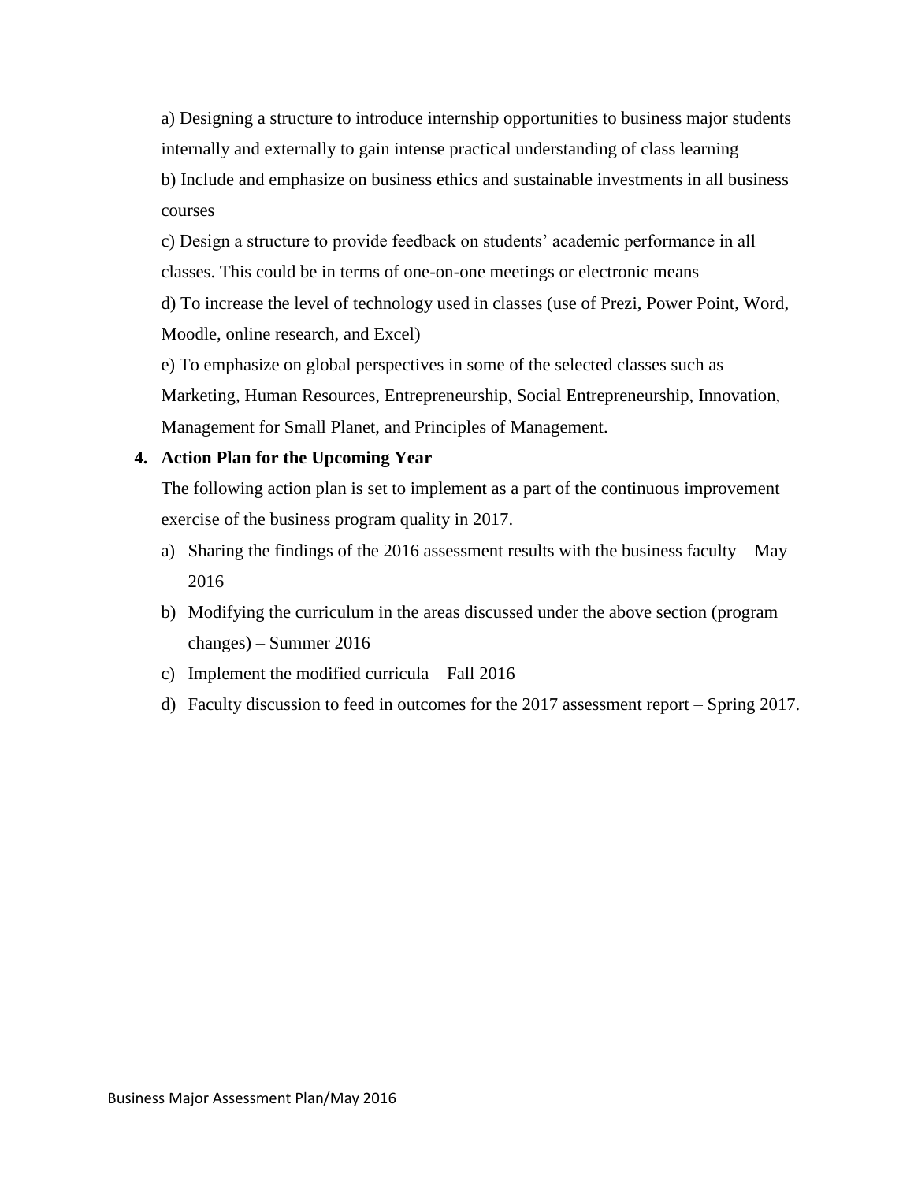a) Designing a structure to introduce internship opportunities to business major students internally and externally to gain intense practical understanding of class learning

b) Include and emphasize on business ethics and sustainable investments in all business courses

c) Design a structure to provide feedback on students' academic performance in all classes. This could be in terms of one-on-one meetings or electronic means

d) To increase the level of technology used in classes (use of Prezi, Power Point, Word, Moodle, online research, and Excel)

e) To emphasize on global perspectives in some of the selected classes such as Marketing, Human Resources, Entrepreneurship, Social Entrepreneurship, Innovation, Management for Small Planet, and Principles of Management.

**4. Action Plan for the Upcoming Year**

The following action plan is set to implement as a part of the continuous improvement exercise of the business program quality in 2017.

a) Sharing the findings of the 2016 assessment results with the business faculty – May 2016

b) Modifying the curriculum in the areas discussed under the above section (program changes) – Summer 2016

c) Implement the modified curricula – Fall 2016

d) Faculty discussion to feed in outcomes for the 2017 assessment report – Spring 2017.